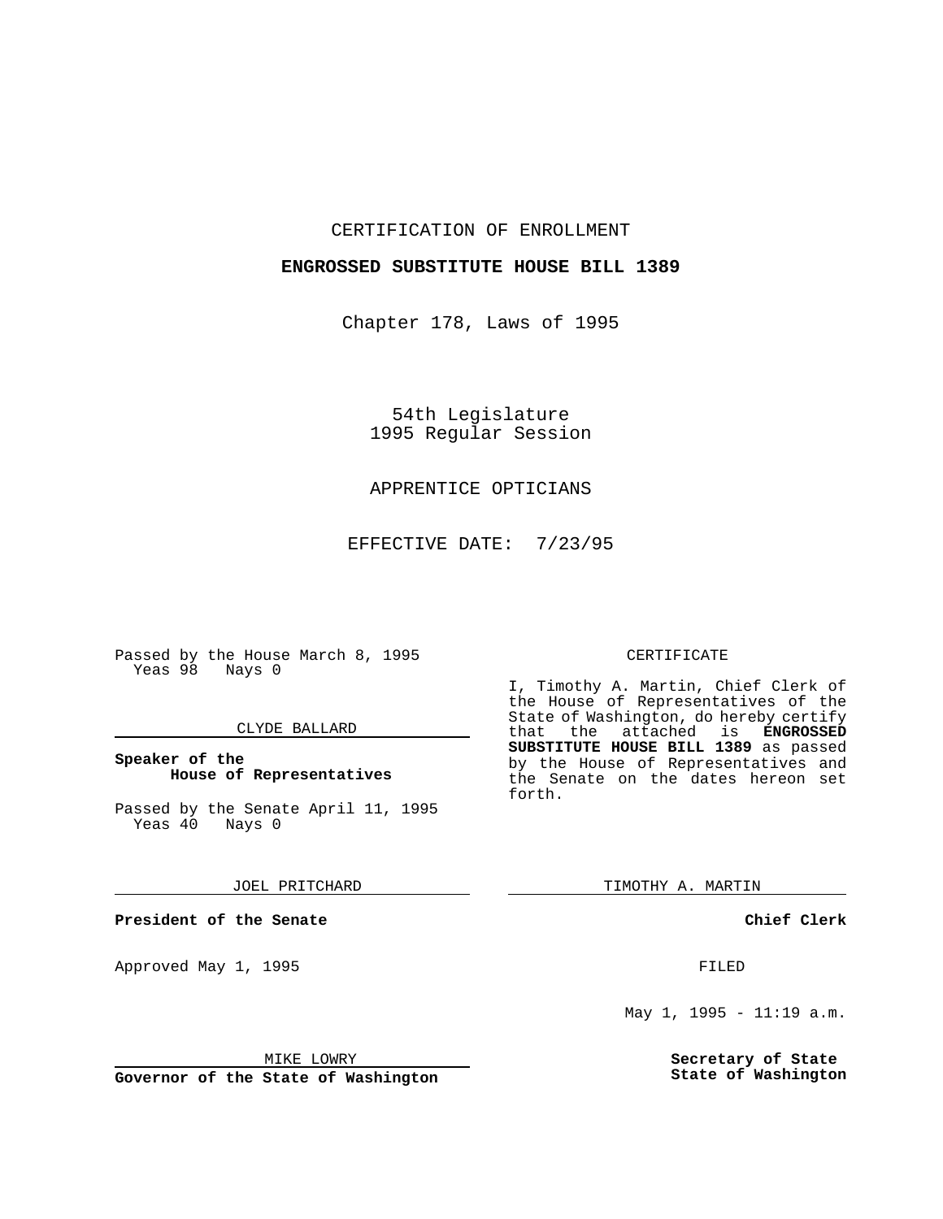CERTIFICATION OF ENROLLMENT

**ENGROSSED SUBSTITUTE HOUSE BILL 1389**

Chapter 178, Laws of 1995

54th Legislature
1995 Regular Session

APPRENTICE OPTICIANS

EFFECTIVE DATE: 7/23/95

Passed by the House March 8, 1995
Yeas 98 Nays 0

CLYDE BALLARD

**Speaker of the House of Representatives**

Passed by the Senate April 11, 1995
Yeas 40 Nays 0

JOEL PRITCHARD

**President of the Senate**

Approved May 1, 1995

MIKE LOWRY

**Governor of the State of Washington**

CERTIFICATE

I, Timothy A. Martin, Chief Clerk of the House of Representatives of the State of Washington, do hereby certify that the attached is **ENGROSSED SUBSTITUTE HOUSE BILL 1389** as passed by the House of Representatives and the Senate on the dates hereon set forth.

TIMOTHY A. MARTIN

**Chief Clerk**

FILED

May 1, 1995 - 11:19 a.m.

**Secretary of State**
**State of Washington**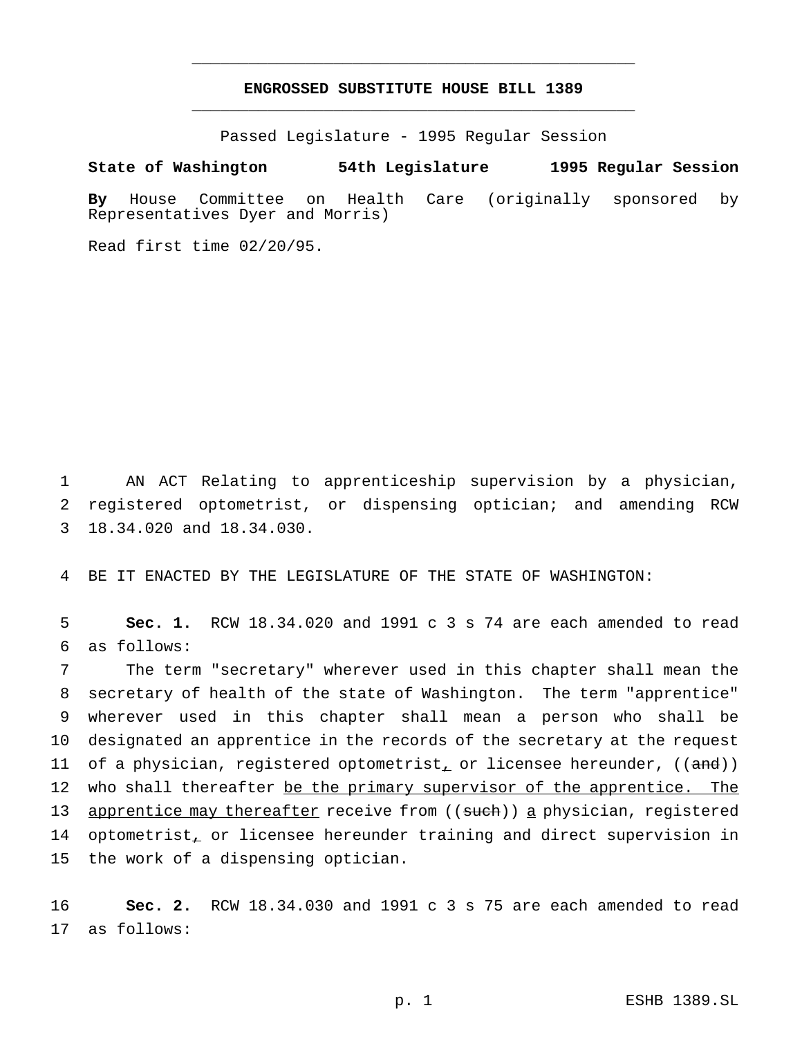# ENGROSSED SUBSTITUTE HOUSE BILL 1389

Passed Legislature - 1995 Regular Session

**State of Washington 54th Legislature 1995 Regular Session**

**By** House Committee on Health Care (originally sponsored by Representatives Dyer and Morris)

Read first time 02/20/95.

AN ACT Relating to apprenticeship supervision by a physician, registered optometrist, or dispensing optician; and amending RCW 18.34.020 and 18.34.030.

BE IT ENACTED BY THE LEGISLATURE OF THE STATE OF WASHINGTON:

**Sec. 1.** RCW 18.34.020 and 1991 c 3 s 74 are each amended to read as follows:

The term "secretary" wherever used in this chapter shall mean the secretary of health of the state of Washington. The term "apprentice" wherever used in this chapter shall mean a person who shall be designated an apprentice in the records of the secretary at the request of a physician, registered optometrist, or licensee hereunder, ((and)) who shall thereafter be the primary supervisor of the apprentice. The apprentice may thereafter receive from ((such)) a physician, registered optometrist, or licensee hereunder training and direct supervision in the work of a dispensing optician.

**Sec. 2.** RCW 18.34.030 and 1991 c 3 s 75 are each amended to read as follows: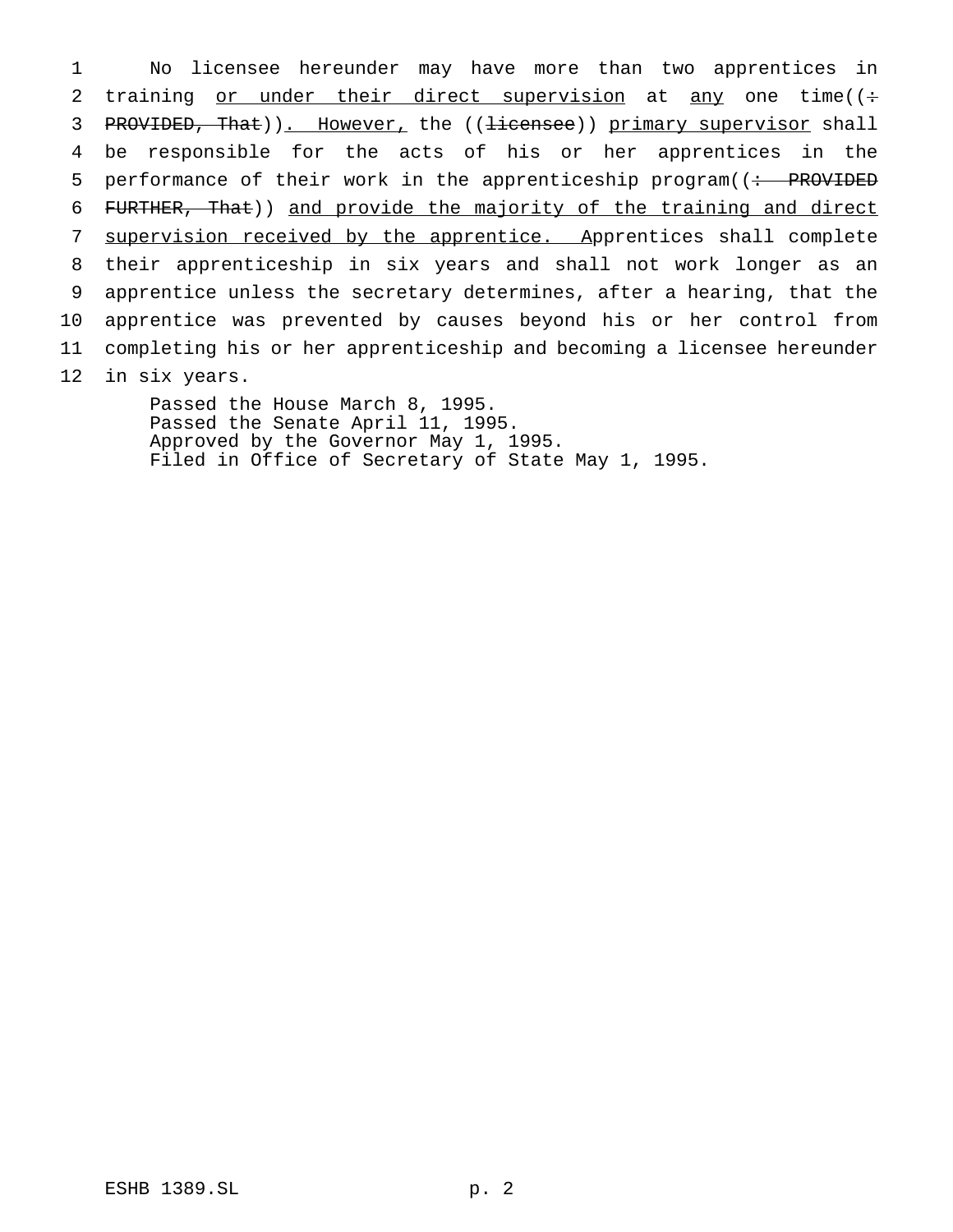No licensee hereunder may have more than two apprentices in training or under their direct supervision at any one time((: PROVIDED, That)). However, the ((licensee)) primary supervisor shall be responsible for the acts of his or her apprentices in the performance of their work in the apprenticeship program((: PROVIDED FURTHER, That)) and provide the majority of the training and direct supervision received by the apprentice. Apprentices shall complete their apprenticeship in six years and shall not work longer as an apprentice unless the secretary determines, after a hearing, that the apprentice was prevented by causes beyond his or her control from completing his or her apprenticeship and becoming a licensee hereunder in six years.

Passed the House March 8, 1995.
Passed the Senate April 11, 1995.
Approved by the Governor May 1, 1995.
Filed in Office of Secretary of State May 1, 1995.